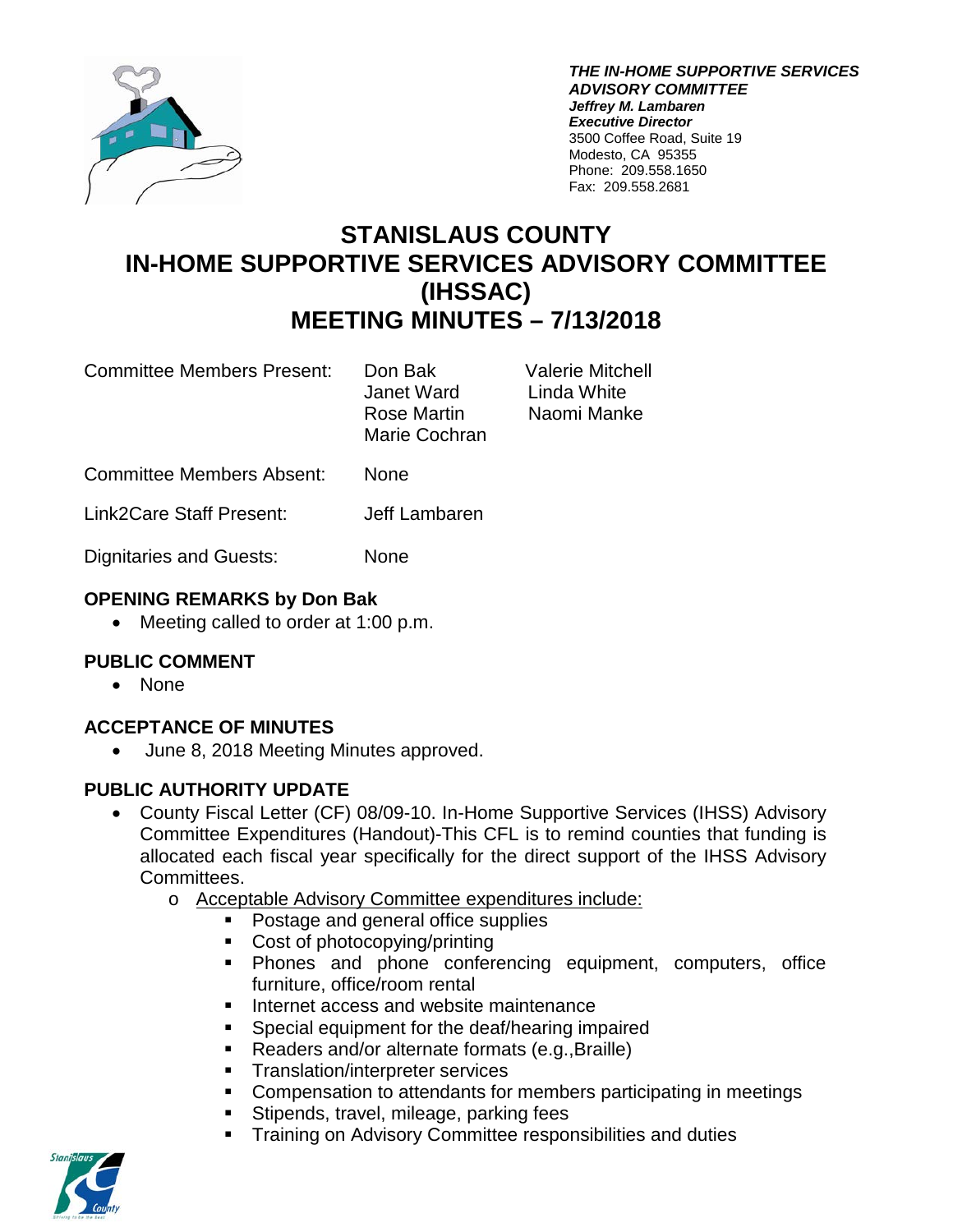***THE IN-HOME SUPPORTIVE SERVICES ADVISORY COMMITTEE***
***Jeffrey M. Lambaren***
***Executive Director***
3500 Coffee Road, Suite 19
Modesto, CA 95355
Phone: 209.558.1650
Fax: 209.558.2681

# STANISLAUS COUNTY IN-HOME SUPPORTIVE SERVICES ADVISORY COMMITTEE (IHSSAC) MEETING MINUTES – 7/13/2018

| | | |
|---|---|---|
| Committee Members Present: | Don Bak<br>Janet Ward<br>Rose Martin<br>Marie Cochran | Valerie Mitchell<br>Linda White<br>Naomi Manke |
| Committee Members Absent: | None | |
| Link2Care Staff Present: | Jeff Lambaren | |
| Dignitaries and Guests: | None | |

### OPENING REMARKS by Don Bak

- Meeting called to order at 1:00 p.m.

### PUBLIC COMMENT

- None

### ACCEPTANCE OF MINUTES

- June 8, 2018 Meeting Minutes approved.

### PUBLIC AUTHORITY UPDATE

- County Fiscal Letter (CF) 08/09-10. In-Home Supportive Services (IHSS) Advisory Committee Expenditures (Handout)-This CFL is to remind counties that funding is allocated each fiscal year specifically for the direct support of the IHSS Advisory Committees.
  - Acceptable Advisory Committee expenditures include:
    - Postage and general office supplies
    - Cost of photocopying/printing
    - Phones and phone conferencing equipment, computers, office furniture, office/room rental
    - Internet access and website maintenance
    - Special equipment for the deaf/hearing impaired
    - Readers and/or alternate formats (e.g.,Braille)
    - Translation/interpreter services
    - Compensation to attendants for members participating in meetings
    - Stipends, travel, mileage, parking fees
    - Training on Advisory Committee responsibilities and duties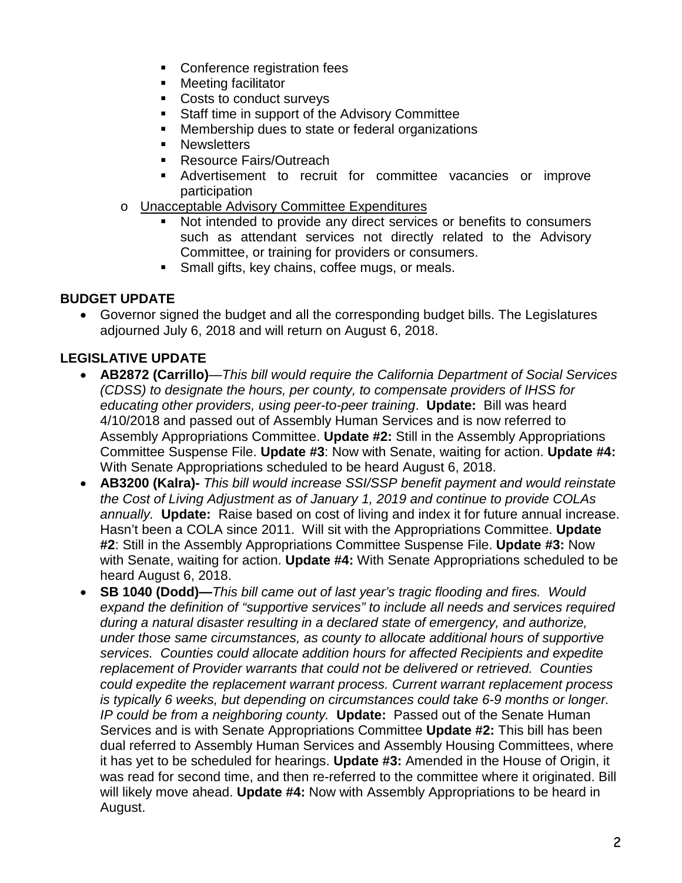- Conference registration fees
- Meeting facilitator
- Costs to conduct surveys
- Staff time in support of the Advisory Committee
- Membership dues to state or federal organizations
- Newsletters
- Resource Fairs/Outreach
- Advertisement to recruit for committee vacancies or improve participation

- Unacceptable Advisory Committee Expenditures
  - Not intended to provide any direct services or benefits to consumers such as attendant services not directly related to the Advisory Committee, or training for providers or consumers.
  - Small gifts, key chains, coffee mugs, or meals.

**BUDGET UPDATE**

- Governor signed the budget and all the corresponding budget bills. The Legislatures adjourned July 6, 2018 and will return on August 6, 2018.

**LEGISLATIVE UPDATE**

- **AB2872 (Carrillo)**—*This bill would require the California Department of Social Services (CDSS) to designate the hours, per county, to compensate providers of IHSS for educating other providers, using peer-to-peer training*. **Update:** Bill was heard 4/10/2018 and passed out of Assembly Human Services and is now referred to Assembly Appropriations Committee. **Update #2:** Still in the Assembly Appropriations Committee Suspense File. **Update #3**: Now with Senate, waiting for action. **Update #4:** With Senate Appropriations scheduled to be heard August 6, 2018.
- **AB3200 (Kalra)-** *This bill would increase SSI/SSP benefit payment and would reinstate the Cost of Living Adjustment as of January 1, 2019 and continue to provide COLAs annually.* **Update:** Raise based on cost of living and index it for future annual increase. Hasn't been a COLA since 2011. Will sit with the Appropriations Committee. **Update #2**: Still in the Assembly Appropriations Committee Suspense File. **Update #3:** Now with Senate, waiting for action. **Update #4:** With Senate Appropriations scheduled to be heard August 6, 2018.
- **SB 1040 (Dodd)—***This bill came out of last year's tragic flooding and fires. Would expand the definition of "supportive services" to include all needs and services required during a natural disaster resulting in a declared state of emergency, and authorize, under those same circumstances, as county to allocate additional hours of supportive services. Counties could allocate addition hours for affected Recipients and expedite replacement of Provider warrants that could not be delivered or retrieved. Counties could expedite the replacement warrant process. Current warrant replacement process is typically 6 weeks, but depending on circumstances could take 6-9 months or longer. IP could be from a neighboring county.* **Update:** Passed out of the Senate Human Services and is with Senate Appropriations Committee **Update #2:** This bill has been dual referred to Assembly Human Services and Assembly Housing Committees, where it has yet to be scheduled for hearings. **Update #3:** Amended in the House of Origin, it was read for second time, and then re-referred to the committee where it originated. Bill will likely move ahead. **Update #4:** Now with Assembly Appropriations to be heard in August.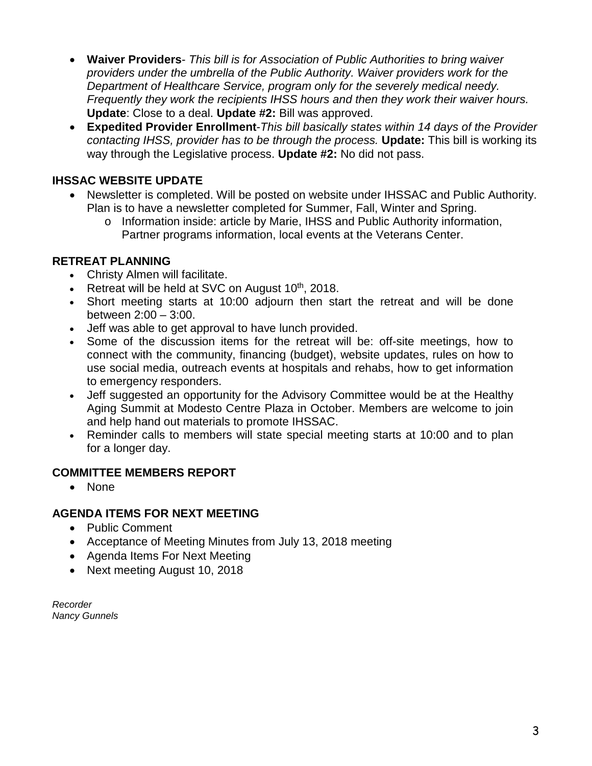- **Waiver Providers**- *This bill is for Association of Public Authorities to bring waiver providers under the umbrella of the Public Authority. Waiver providers work for the Department of Healthcare Service, program only for the severely medical needy. Frequently they work the recipients IHSS hours and then they work their waiver hours.* **Update**: Close to a deal. **Update #2:** Bill was approved.
- **Expedited Provider Enrollment**-*This bill basically states within 14 days of the Provider contacting IHSS, provider has to be through the process.* **Update:** This bill is working its way through the Legislative process. **Update #2:** No did not pass.

## IHSSAC WEBSITE UPDATE

- Newsletter is completed. Will be posted on website under IHSSAC and Public Authority. Plan is to have a newsletter completed for Summer, Fall, Winter and Spring.
  - Information inside: article by Marie, IHSS and Public Authority information, Partner programs information, local events at the Veterans Center.

## RETREAT PLANNING

- Christy Almen will facilitate.
- Retreat will be held at SVC on August 10th, 2018.
- Short meeting starts at 10:00 adjourn then start the retreat and will be done between 2:00 – 3:00.
- Jeff was able to get approval to have lunch provided.
- Some of the discussion items for the retreat will be: off-site meetings, how to connect with the community, financing (budget), website updates, rules on how to use social media, outreach events at hospitals and rehabs, how to get information to emergency responders.
- Jeff suggested an opportunity for the Advisory Committee would be at the Healthy Aging Summit at Modesto Centre Plaza in October. Members are welcome to join and help hand out materials to promote IHSSAC.
- Reminder calls to members will state special meeting starts at 10:00 and to plan for a longer day.

## COMMITTEE MEMBERS REPORT

- None

## AGENDA ITEMS FOR NEXT MEETING

- Public Comment
- Acceptance of Meeting Minutes from July 13, 2018 meeting
- Agenda Items For Next Meeting
- Next meeting August 10, 2018

*Recorder*
*Nancy Gunnels*